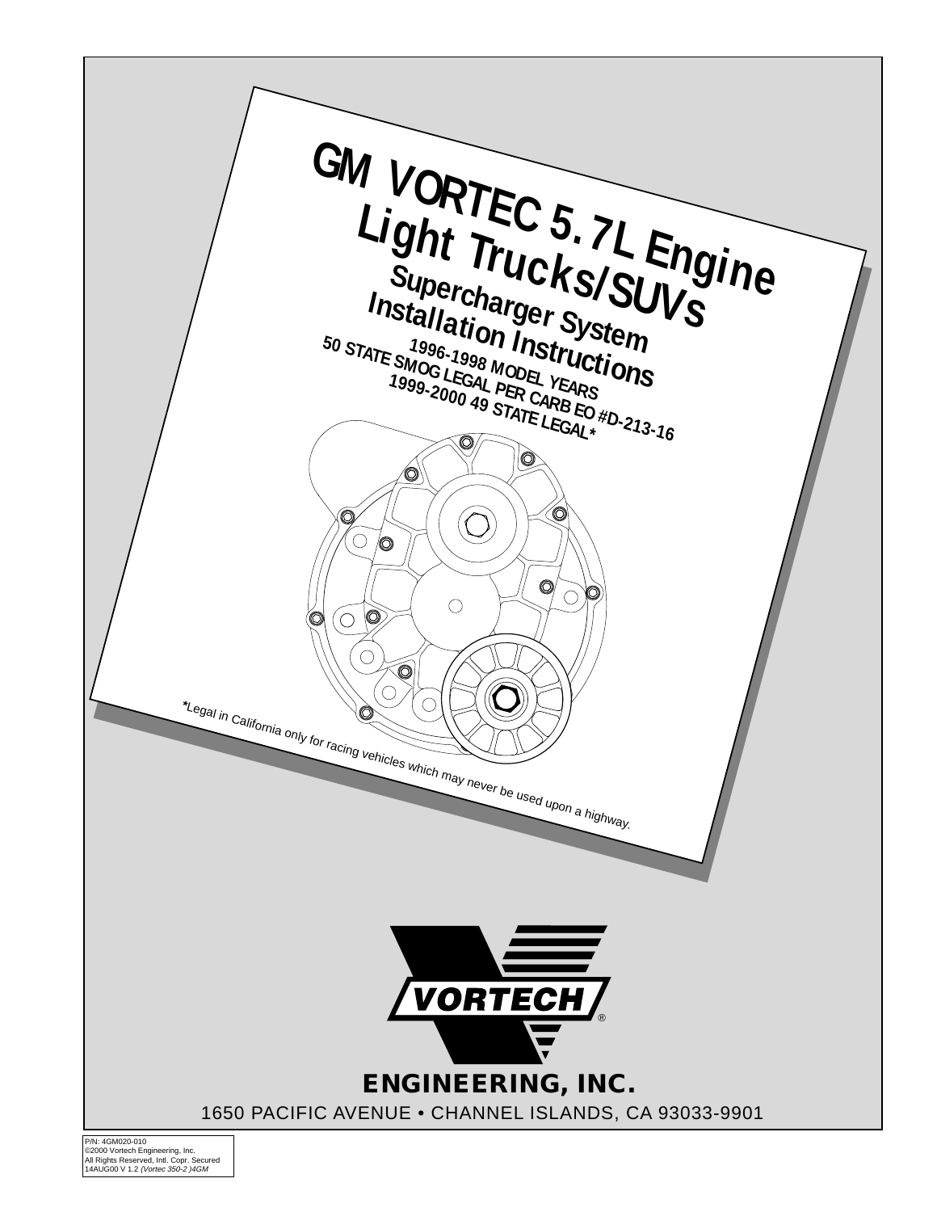# GM VORTEC 5.7L Engine Light Trucks/SUVs

## Supercharger System Installation Instructions

**1996-1998 MODEL YEARS**
**50 STATE SMOG LEGAL PER CARB EO #D-213-16**
**1999-2000 49 STATE LEGAL***

*Legal in California only for racing vehicles which may never be used upon a highway.

**VORTECH®**

**ENGINEERING, INC.**

1650 PACIFIC AVENUE • CHANNEL ISLANDS, CA 93033-9901

P/N: 4GM020-010
©2000 Vortech Engineering, Inc.
All Rights Reserved, Intl. Copr. Secured
14AUG00 V 1.2 *(Vortec 350-2 )4GM*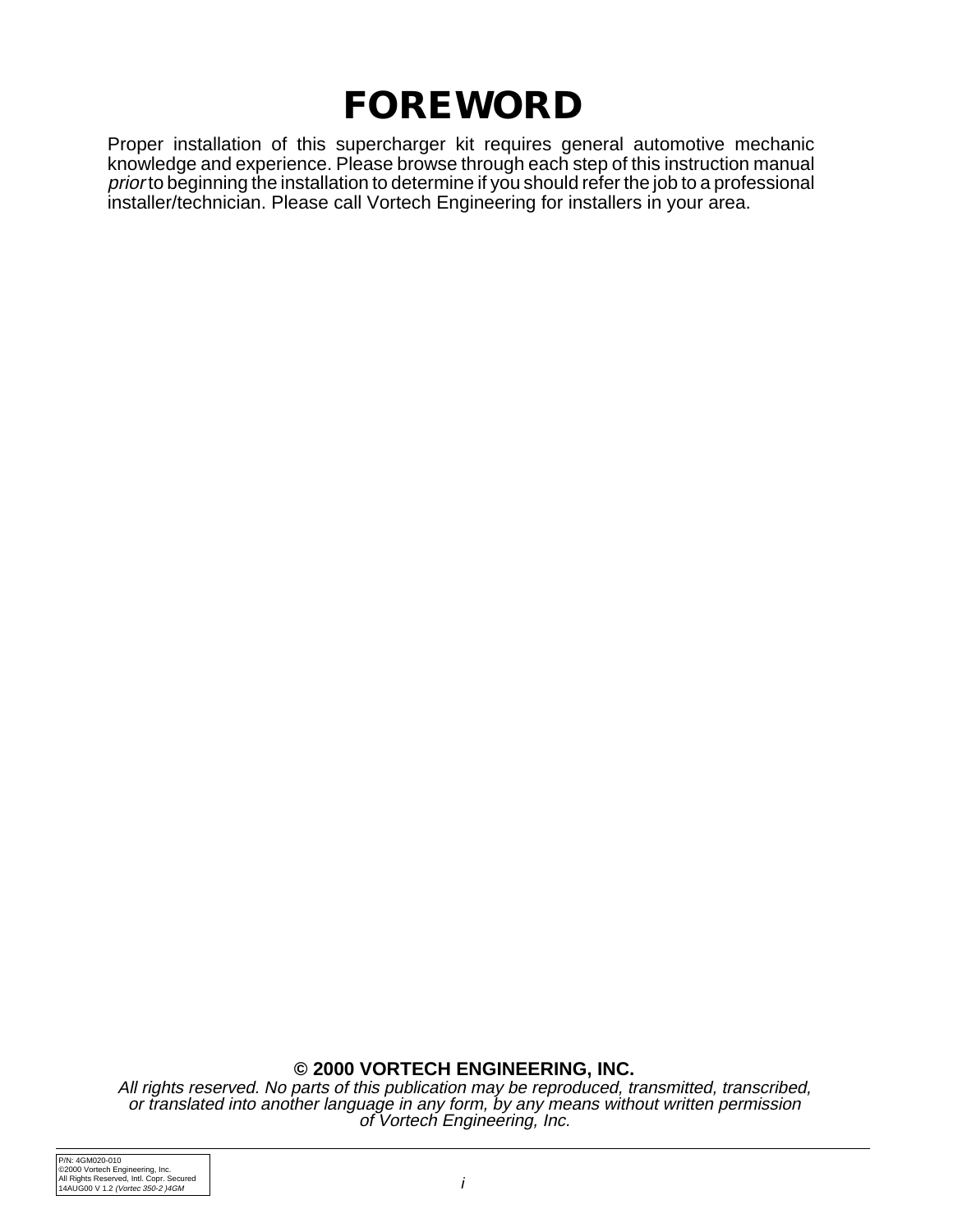# FOREWORD

Proper installation of this supercharger kit requires general automotive mechanic knowledge and experience. Please browse through each step of this instruction manual *prior* to beginning the installation to determine if you should refer the job to a professional installer/technician. Please call Vortech Engineering for installers in your area.

**© 2000 VORTECH ENGINEERING, INC.**

*All rights reserved. No parts of this publication may be reproduced, transmitted, transcribed, or translated into another language in any form, by any means without written permission of Vortech Engineering, Inc.*

P/N: 4GM020-010
©2000 Vortech Engineering, Inc.
All Rights Reserved, Intl. Copr. Secured
14AUG00 V 1.2 *(Vortec 350-2 )4GM*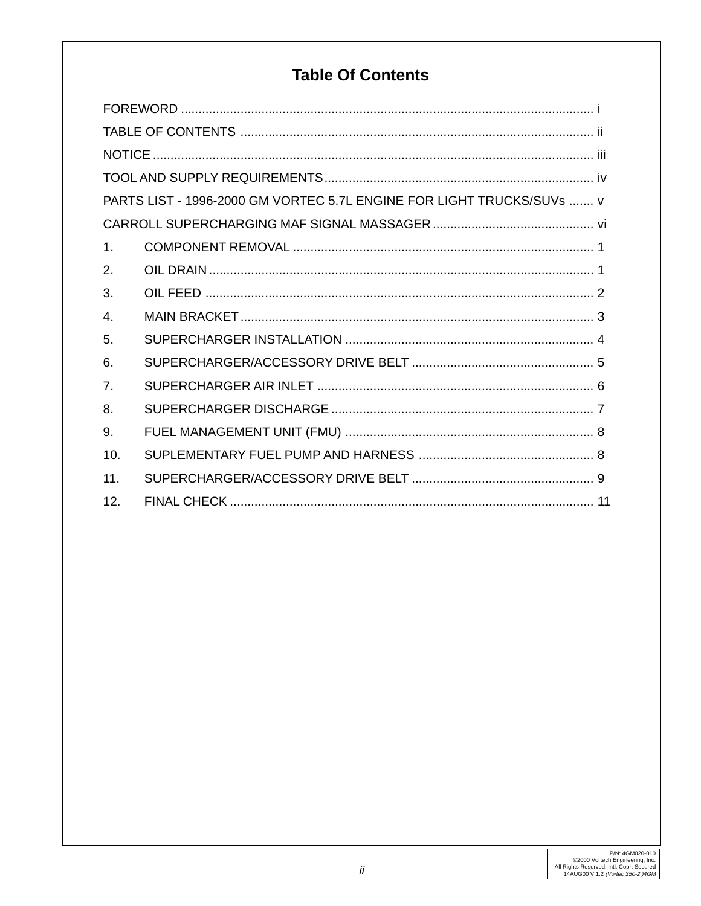# Table Of Contents

FOREWORD ..................................................................................................................... i

TABLE OF CONTENTS ................................................................................................... ii

NOTICE ............................................................................................................................ iii

TOOL AND SUPPLY REQUIREMENTS............................................................................ iv

PARTS LIST - 1996-2000 GM VORTEC 5.7L ENGINE FOR LIGHT TRUCKS/SUVs ....... v

CARROLL SUPERCHARGING MAF SIGNAL MASSAGER ............................................. vi

1. COMPONENT REMOVAL ..................................................................................... 1
2. OIL DRAIN ............................................................................................................. 1
3. OIL FEED .............................................................................................................. 2
4. MAIN BRACKET .................................................................................................... 3
5. SUPERCHARGER INSTALLATION ...................................................................... 4
6. SUPERCHARGER/ACCESSORY DRIVE BELT .................................................... 5
7. SUPERCHARGER AIR INLET .............................................................................. 6
8. SUPERCHARGER DISCHARGE ........................................................................... 7
9. FUEL MANAGEMENT UNIT (FMU) ...................................................................... 8
10. SUPLEMENTARY FUEL PUMP AND HARNESS .................................................. 8
11. SUPERCHARGER/ACCESSORY DRIVE BELT .................................................... 9
12. FINAL CHECK ....................................................................................................... 11

P/N: 4GM020-010
©2000 Vortech Engineering, Inc.
All Rights Reserved, Intl. Copr. Secured
14AUG00 V 1.2 *(Vortec 350-2 )4GM*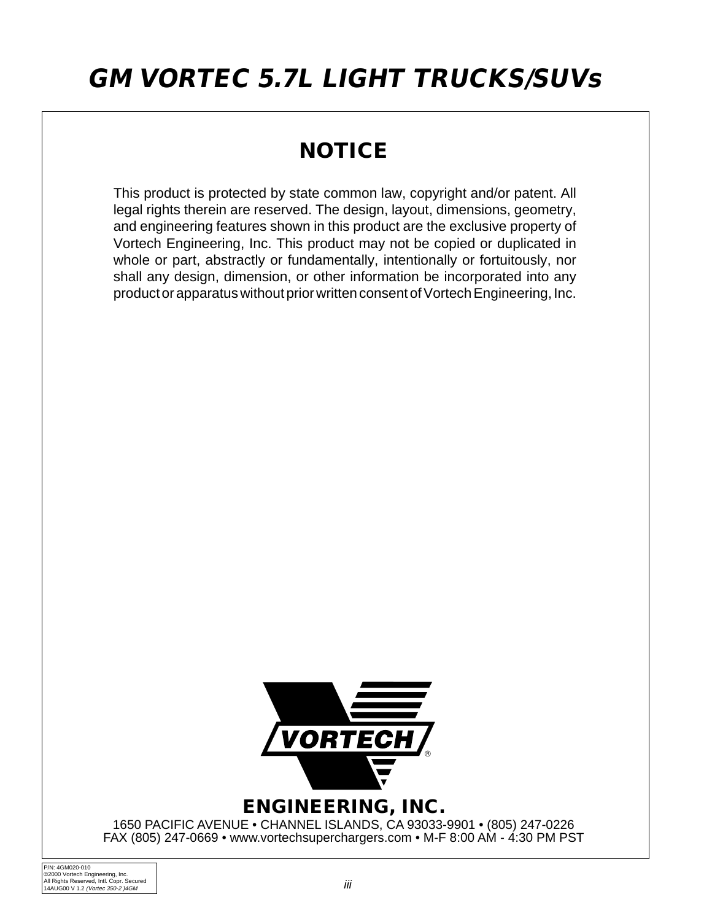# GM VORTEC 5.7L LIGHT TRUCKS/SUVs

## NOTICE

This product is protected by state common law, copyright and/or patent. All legal rights therein are reserved. The design, layout, dimensions, geometry, and engineering features shown in this product are the exclusive property of Vortech Engineering, Inc. This product may not be copied or duplicated in whole or part, abstractly or fundamentally, intentionally or fortuitously, nor shall any design, dimension, or other information be incorporated into any product or apparatus without prior written consent of Vortech Engineering, Inc.

**ENGINEERING, INC.**

1650 PACIFIC AVENUE • CHANNEL ISLANDS, CA 93033-9901 • (805) 247-0226
FAX (805) 247-0669 • www.vortechsuperchargers.com • M-F 8:00 AM - 4:30 PM PST

P/N: 4GM020-010
©2000 Vortech Engineering, Inc.
All Rights Reserved, Intl. Copr. Secured
14AUG00 V 1.2 *(Vortec 350-2 )4GM*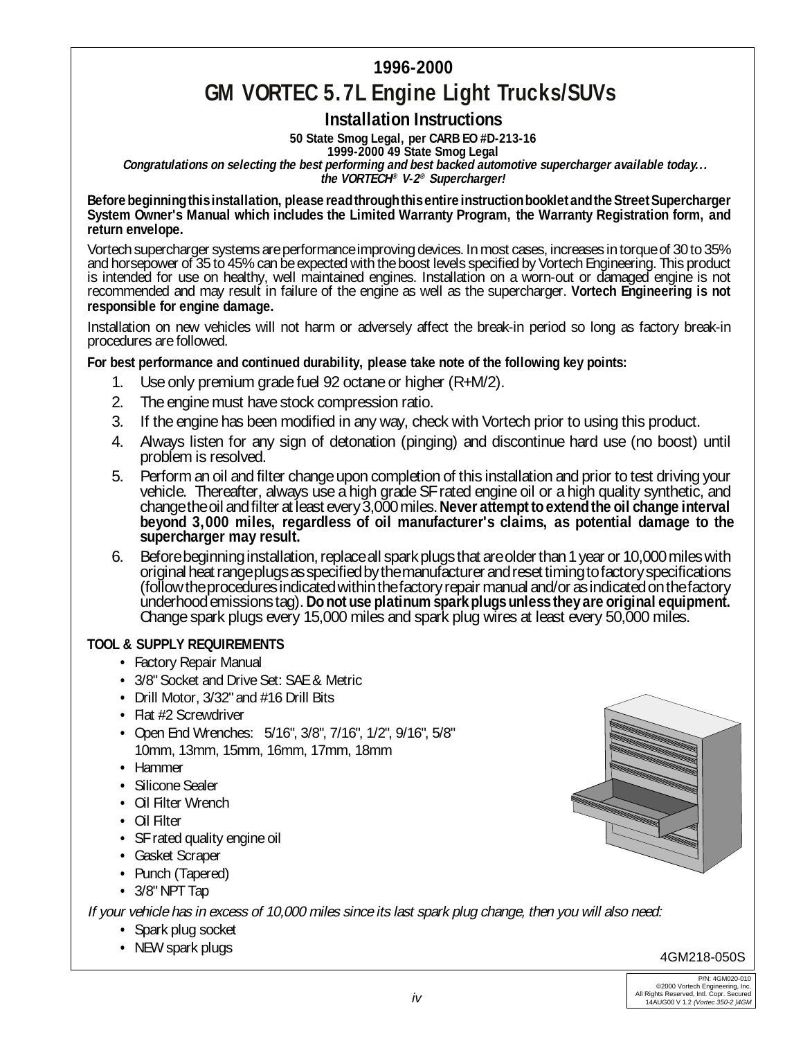# 1996-2000

# GM VORTEC 5.7L Engine Light Trucks/SUVs

## Installation Instructions

**50 State Smog Legal, per CARB EO #D-213-16**
**1999-2000 49 State Smog Legal**

***Congratulations on selecting the best performing and best backed automotive supercharger available today… the VORTECH® V-2® Supercharger!***

**Before beginning this installation, please read through this entire instruction booklet and the Street Supercharger System Owner's Manual which includes the Limited Warranty Program, the Warranty Registration form, and return envelope.**

Vortech supercharger systems are performance improving devices. In most cases, increases in torque of 30 to 35% and horsepower of 35 to 45% can be expected with the boost levels specified by Vortech Engineering. This product is intended for use on healthy, well maintained engines. Installation on a worn-out or damaged engine is not recommended and may result in failure of the engine as well as the supercharger. **Vortech Engineering is not responsible for engine damage.**

Installation on new vehicles will not harm or adversely affect the break-in period so long as factory break-in procedures are followed.

**For best performance and continued durability, please take note of the following key points:**

1. Use only premium grade fuel 92 octane or higher (R+M/2).
2. The engine must have stock compression ratio.
3. If the engine has been modified in any way, check with Vortech prior to using this product.
4. Always listen for any sign of detonation (pinging) and discontinue hard use (no boost) until problem is resolved.
5. Perform an oil and filter change upon completion of this installation and prior to test driving your vehicle. Thereafter, always use a high grade SF rated engine oil or a high quality synthetic, and change the oil and filter at least every 3,000 miles. **Never attempt to extend the oil change interval beyond 3,000 miles, regardless of oil manufacturer's claims, as potential damage to the supercharger may result.**
6. Before beginning installation, replace all spark plugs that are older than 1 year or 10,000 miles with original heat range plugs as specified by the manufacturer and reset timing to factory specifications (follow the procedures indicated within the factory repair manual and/or as indicated on the factory underhood emissions tag). **Do not use platinum spark plugs unless they are original equipment.** Change spark plugs every 15,000 miles and spark plug wires at least every 50,000 miles.

**TOOL & SUPPLY REQUIREMENTS**

- Factory Repair Manual
- 3/8" Socket and Drive Set: SAE & Metric
- Drill Motor, 3/32" and #16 Drill Bits
- Flat #2 Screwdriver
- Open End Wrenches: 5/16", 3/8", 7/16", 1/2", 9/16", 5/8"
  10mm, 13mm, 15mm, 16mm, 17mm, 18mm
- Hammer
- Silicone Sealer
- Oil Filter Wrench
- Oil Filter
- SF rated quality engine oil
- Gasket Scraper
- Punch (Tapered)
- 3/8" NPT Tap

*If your vehicle has in excess of 10,000 miles since its last spark plug change, then you will also need:*

- Spark plug socket
- NEW spark plugs

4GM218-050S

P/N: 4GM020-010
©2000 Vortech Engineering, Inc.
All Rights Reserved, Intl. Copr. Secured
14AUG00 V 1.2 *(Vortec 350-2 )4GM*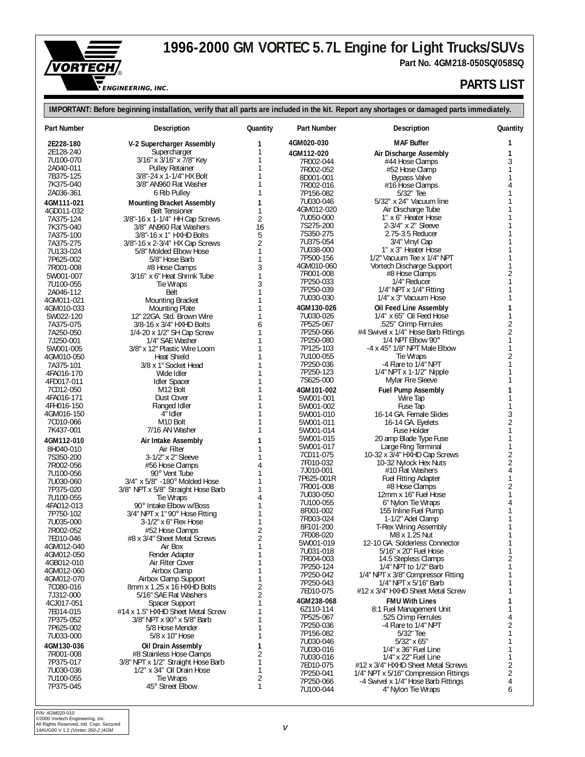# 1996-2000 GM VORTEC 5.7L Engine for Light Trucks/SUVs

**Part No. 4GM218-050SQ/058SQ**

## PARTS LIST

**IMPORTANT: Before beginning installation, verify that all parts are included in the kit. Report any shortages or damaged parts immediately.**

| Part Number | Description | Quantity |
|---|---|---|
| **2E228-180** | **V-2 Supercharger Assembly** | **1** |
| 2E128-240 | Supercharger | 1 |
| 7U100-070 | 3/16" x 3/16" x 7/8" Key | 1 |
| 2A040-011 | Pulley Retainer | 1 |
| 7B375-125 | 3/8"-24 x 1-1/4" HX Bolt | 1 |
| 7K375-040 | 3/8" AN960 Flat Washer | 1 |
| 2A036-361 | 6 Rib Pulley | 1 |
| **4GM111-021** | **Mounting Bracket Assembly** | **1** |
| 4GD011-032 | Belt Tensioner | 1 |
| 7A375-124 | 3/8"-16 x 1-1/4" HH Cap Screws | 2 |
| 7K375-040 | 3/8" AN960 Flat Washers | 16 |
| 7A375-100 | 3/8"-16 x 1" HXHD Bolts | 5 |
| 7A375-275 | 3/8"-16 x 2-3/4" HX Cap Screws | 2 |
| 7U133-024 | 5/8" Molded Elbow Hose | 1 |
| 7P625-002 | 5/8" Hose Barb | 1 |
| 7R001-008 | #8 Hose Clamps | 3 |
| 5W001-007 | 3/16" x 6" Heat Shrink Tube | 1 |
| 7U100-055 | Tie Wraps | 3 |
| 2A046-112 | Belt | 1 |
| 4GM011-021 | Mounting Bracket | 1 |
| 4GM010-033 | Mounting Plate | 1 |
| 5W022-120 | 12" 22GA. Std. Brown Wire | 1 |
| 7A375-075 | 3/8-16 x 3/4" HXHD Bolts | 6 |
| 7A250-050 | 1/4-20 x 1/2" SH Cap Screw | 1 |
| 7J250-001 | 1/4" SAE Washer | 1 |
| 5W001-005 | 3/8" x 12" Plastic Wire Loom | 1 |
| 4GM010-050 | Heat Shield | 1 |
| 7A375-101 | 3/8 x 1" Socket Head | 1 |
| 4FA016-170 | Wide Idler | 1 |
| 4FD017-011 | Idler Spacer | 1 |
| 7C012-050 | M12 Bolt | 1 |
| 4FA016-171 | Dust Cover | 1 |
| 4FH016-150 | Flanged Idler | 1 |
| 4GM016-150 | 4" Idler | 1 |
| 7C010-066 | M10 Bolt | 1 |
| 7K437-001 | 7/16 AN Washer | 1 |
| **4GM112-010** | **Air Intake Assembly** | **1** |
| 8H040-010 | Air Filter | 1 |
| 7S350-200 | 3-1/2" x 2" Sleeve | 1 |
| 7R002-056 | #56 Hose Clamps | 4 |
| 7U100-056 | 90° Vent Tube | 1 |
| 7U030-060 | 3/4" x 5/8" -180° Molded Hose | 1 |
| 7P375-020 | 3/8" NPT x 5/8" Straight Hose Barb | 1 |
| 7U100-055 | Tie Wraps | 4 |
| 4FA012-013 | 90° Intake Elbow w/Boss | 1 |
| 7P750-102 | 3/4" NPT x 1" 90° Hose Fitting | 1 |
| 7U035-000 | 3-1/2" x 6" Flex Hose | 1 |
| 7R002-052 | #52 Hose Clamps | 2 |
| 7E010-046 | #8 x 3/4" Sheet Metal Screws | 2 |
| 4GM012-040 | Air Box | 1 |
| 4GM012-050 | Fender Adapter | 1 |
| 4GB012-010 | Air Filter Cover | 1 |
| 4GM012-060 | Airbox Clamp | 1 |
| 4GM012-070 | Airbox Clamp Support | 1 |
| 7C080-016 | 8mm x 1.25 x 16 HXHD Bolts | 2 |
| 7J312-000 | 5/16" SAE Flat Washers | 2 |
| 4CJ017-051 | Spacer Support | 1 |
| 7E014-015 | #14 x 1.5" HXHD Sheet Metal Screw | 1 |
| 7P375-052 | 3/8" NPT x 90° x 5/8" Barb | 1 |
| 7P625-002 | 5/8 Hose Mender | 1 |
| 7U033-000 | 5/8 x 10" Hose | 1 |
| **4GM130-036** | **Oil Drain Assembly** | **1** |
| 7R001-008 | #8 Stainless Hose Clamps | 2 |
| 7P375-017 | 3/8" NPT x 1/2" Straight Hose Barb | 1 |
| 7U030-036 | 1/2" x 34" Oil Drain Hose | 1 |
| 7U100-055 | Tie Wraps | 2 |
| 7P375-045 | 45° Street Elbow | 1 |
| **4GM020-030** | **MAF Buffer** | **1** |
| **4GM112-020** | **Air Discharge Assembly** | **1** |
| 7R002-044 | #44 Hose Clamps | 3 |
| 7R002-052 | #52 Hose Clamp | 1 |
| 8D001-001 | Bypass Valve | 1 |
| 7R002-016 | #16 Hose Clamps | 4 |
| 7P156-082 | 5/32" Tee | 1 |
| 7U030-046 | 5/32" x 24" Vacuum line | 1 |
| 4GM012-020 | Air Discharge Tube | 1 |
| 7U050-000 | 1" x 6" Heater Hose | 1 |
| 7S275-200 | 2-3/4" x 2" Sleeve | 1 |
| 7S350-275 | 2.75-3.5 Reducer | 1 |
| 7U375-054 | 3/4" Vinyl Cap | 1 |
| 7U038-000 | 1" x 3" Heater Hose | 1 |
| 7P500-156 | 1/2" Vacuum Tee x 1/4" NPT | 1 |
| 4GM010-060 | Vortech Discharge Support | 1 |
| 7R001-008 | #8 Hose Clamps | 2 |
| 7P250-033 | 1/4" Reducer | 1 |
| 7P250-039 | 1/4" NPT x 1/4" Fitting | 1 |
| 7U030-030 | 1/4" x 3" Vacuum Hose | 1 |
| **4GM130-026** | **Oil Feed Line Assembly** | **1** |
| 7U030-026 | 1/4" x 65" Oil Feed Hose | 1 |
| 7P525-067 | .525" Crimp Ferrules | 2 |
| 7P250-066 | #4 Swivel x 1/4" Hose Barb Fittings | 2 |
| 7P250-080 | 1/4 NPT Elbow 90° | 1 |
| 7P125-103 | -4 x 45° 1/8" NPT Male Elbow | 1 |
| 7U100-055 | Tie Wraps | 2 |
| 7P250-036 | -4 Flare to 1/4" NPT | 1 |
| 7P250-123 | 1/4" NPT x 1-1/2" Nipple | 1 |
| 7S625-000 | Mylar Fire Sleeve | 1 |
| **4GM101-002** | **Fuel Pump Assembly** | **1** |
| 5W001-001 | Wire Tap | 1 |
| 5W001-002 | Fuse Tap | 1 |
| 5W001-010 | 16-14 GA. Female Slides | 3 |
| 5W001-011 | 16-14 GA. Eyelets | 2 |
| 5W001-014 | Fuse Holder | 1 |
| 5W001-015 | 20 amp Blade Type Fuse | 1 |
| 5W001-017 | Large Ring Terminal | 1 |
| 7C011-075 | 10-32 x 3/4" HXHD Cap Screws | 2 |
| 7F010-032 | 10-32 Nylock Hex Nuts | 2 |
| 7J010-001 | #10 Flat Washers | 4 |
| 7P625-001R | Fuel Fitting Adapter | 1 |
| 7R001-008 | #8 Hose Clamps | 2 |
| 7U030-050 | 12mm x 16" Fuel Hose | 1 |
| 7U100-055 | 6" Nylon Tie Wraps | 4 |
| 8F001-002 | 155 Inline Fuel Pump | 1 |
| 7R003-024 | 1-1/2" Adel Clamp | 1 |
| 8F101-200 | T-Rex Wiring Assembly | 1 |
| 7F008-020 | M8 x 1.25 Nut | 1 |
| 5W001-019 | 12-10 GA. Solderless Connector | 1 |
| 7U031-018 | 5/16" x 20" Fuel Hose | 1 |
| 7R004-003 | 14.5 Stepless Clamps | 2 |
| 7P250-124 | 1/4" NPT to 1/2" Barb | 1 |
| 7P250-042 | 1/4" NPT x 3/8" Compressor Fitting | 1 |
| 7P250-043 | 1/4" NPT x 5/16" Barb | 1 |
| 7E010-075 | #12 x 3/4" HXHD Sheet Metal Screw | 1 |
| **4GM238-068** | **FMU With Lines** | **1** |
| 6Z110-114 | 8:1 Fuel Management Unit | 1 |
| 7P525-067 | .525 Crimp Ferrules | 4 |
| 7P250-036 | -4 Flare to 1/4" NPT | 2 |
| 7P156-082 | 5/32" Tee | 1 |
| 7U030-046 | 5/32" x 65" | 1 |
| 7U030-016 | 1/4" x 36" Fuel Line | 1 |
| 7U030-016 | 1/4" x 22" Fuel Line | 1 |
| 7E010-075 | #12 x 3/4" HXHD Sheet Metal Screws | 2 |
| 7P250-041 | 1/4" NPT x 5/16" Compression Fittings | 2 |
| 7P250-066 | -4 Swivel x 1/4" Hose Barb Fittings | 4 |
| 7U100-044 | 4" Nylon Tie Wraps | 6 |

P/N: 4GM020-010
©2000 Vortech Engineering, Inc.
All Rights Reserved, Intl. Copr. Secured
14AUG00 V 1.2 *(Vortec 350-2 )4GM*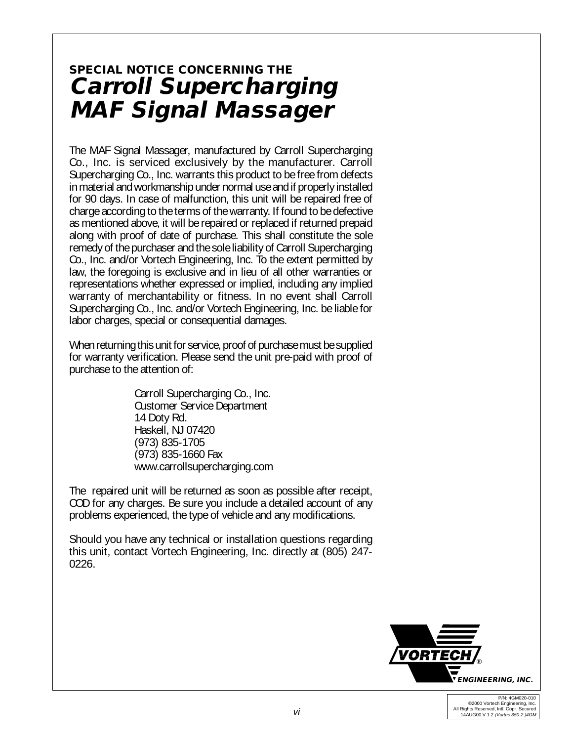**SPECIAL NOTICE CONCERNING THE**

# *Carroll Supercharging MAF Signal Massager*

The MAF Signal Massager, manufactured by Carroll Supercharging Co., Inc. is serviced exclusively by the manufacturer. Carroll Supercharging Co., Inc. warrants this product to be free from defects in material and workmanship under normal use and if properly installed for 90 days. In case of malfunction, this unit will be repaired free of charge according to the terms of the warranty. If found to be defective as mentioned above, it will be repaired or replaced if returned prepaid along with proof of date of purchase. This shall constitute the sole remedy of the purchaser and the sole liability of Carroll Supercharging Co., Inc. and/or Vortech Engineering, Inc. To the extent permitted by law, the foregoing is exclusive and in lieu of all other warranties or representations whether expressed or implied, including any implied warranty of merchantability or fitness. In no event shall Carroll Supercharging Co., Inc. and/or Vortech Engineering, Inc. be liable for labor charges, special or consequential damages.

When returning this unit for service, proof of purchase must be supplied for warranty verification. Please send the unit pre-paid with proof of purchase to the attention of:

Carroll Supercharging Co., Inc.
Customer Service Department
14 Doty Rd.
Haskell, NJ 07420
(973) 835-1705
(973) 835-1660 Fax
www.carrollsupercharging.com

The repaired unit will be returned as soon as possible after receipt, COD for any charges. Be sure you include a detailed account of any problems experienced, the type of vehicle and any modifications.

Should you have any technical or installation questions regarding this unit, contact Vortech Engineering, Inc. directly at (805) 247-0226.

VORTECH® ENGINEERING, INC.

P/N: 4GM020-010
©2000 Vortech Engineering, Inc.
All Rights Reserved, Intl. Copr. Secured
14AUG00 V 1.2 *(Vortec 350-2 )4GM*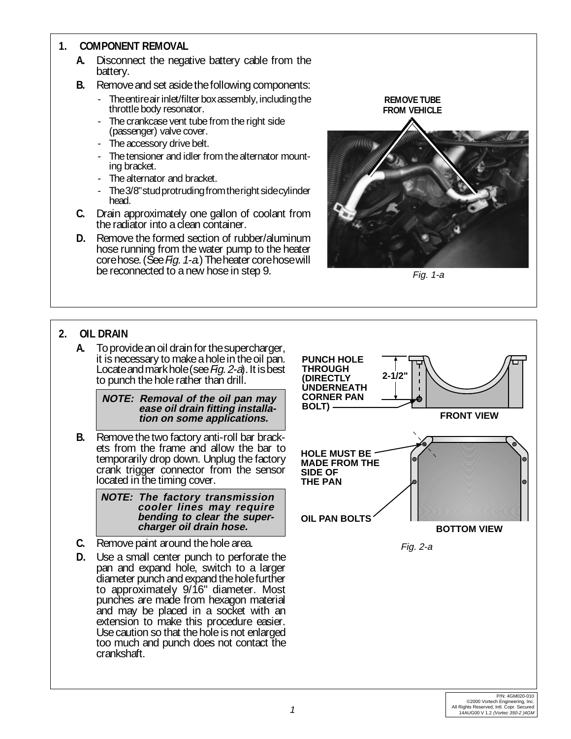## 1. COMPONENT REMOVAL

**A.** Disconnect the negative battery cable from the battery.

**B.** Remove and set aside the following components:

- The entire air inlet/filter box assembly, including the throttle body resonator.
- The crankcase vent tube from the right side (passenger) valve cover.
- The accessory drive belt.
- The tensioner and idler from the alternator mounting bracket.
- The alternator and bracket.
- The 3/8" stud protruding from the right side cylinder head.

**C.** Drain approximately one gallon of coolant from the radiator into a clean container.

**D.** Remove the formed section of rubber/aluminum hose running from the water pump to the heater core hose. (See *Fig. 1-a*.) The heater core hose will be reconnected to a new hose in step 9.

**REMOVE TUBE FROM VEHICLE**

*Fig. 1-a*

## 2. OIL DRAIN

**A.** To provide an oil drain for the supercharger, it is necessary to make a hole in the oil pan. Locate and mark hole (see *Fig. 2-a*). It is best to punch the hole rather than drill.

> ***NOTE: Removal of the oil pan may ease oil drain fitting installation on some applications.***

**B.** Remove the two factory anti-roll bar brackets from the frame and allow the bar to temporarily drop down. Unplug the factory crank trigger connector from the sensor located in the timing cover.

> ***NOTE: The factory transmission cooler lines may require bending to clear the supercharger oil drain hose.***

**C.** Remove paint around the hole area.

**D.** Use a small center punch to perforate the pan and expand hole, switch to a larger diameter punch and expand the hole further to approximately 9/16" diameter. Most punches are made from hexagon material and may be placed in a socket with an extension to make this procedure easier. Use caution so that the hole is not enlarged too much and punch does not contact the crankshaft.

**PUNCH HOLE THROUGH (DIRECTLY UNDERNEATH CORNER PAN BOLT)**

**2-1/2"**

**FRONT VIEW**

**HOLE MUST BE MADE FROM THE SIDE OF THE PAN**

**OIL PAN BOLTS**

**BOTTOM VIEW**

*Fig. 2-a*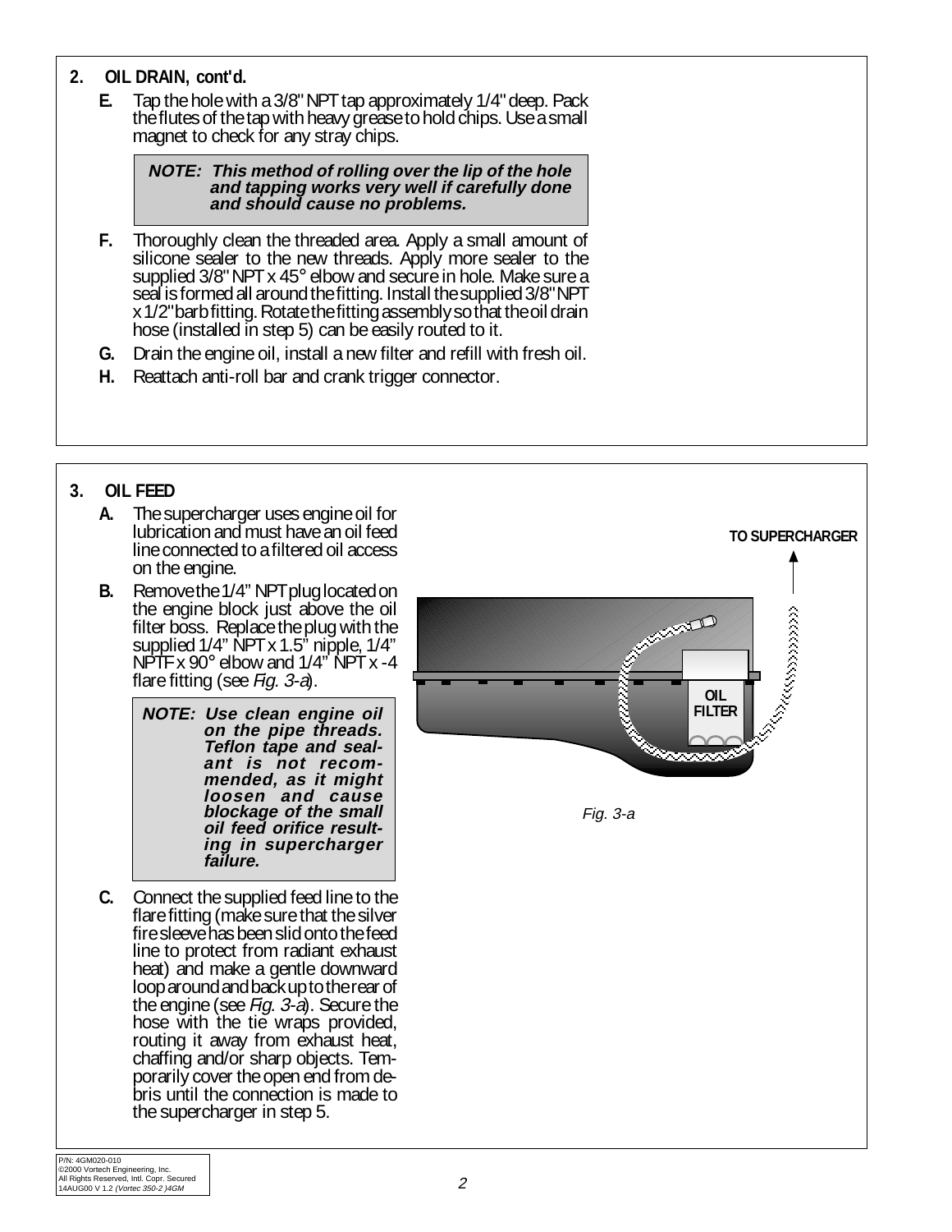## 2. OIL DRAIN, cont'd.

**E.** Tap the hole with a 3/8" NPT tap approximately 1/4" deep. Pack the flutes of the tap with heavy grease to hold chips. Use a small magnet to check for any stray chips.

> ***NOTE: This method of rolling over the lip of the hole and tapping works very well if carefully done and should cause no problems.***

**F.** Thoroughly clean the threaded area. Apply a small amount of silicone sealer to the new threads. Apply more sealer to the supplied 3/8" NPT x 45° elbow and secure in hole. Make sure a seal is formed all around the fitting. Install the supplied 3/8" NPT x 1/2" barb fitting. Rotate the fitting assembly so that the oil drain hose (installed in step 5) can be easily routed to it.

**G.** Drain the engine oil, install a new filter and refill with fresh oil.

**H.** Reattach anti-roll bar and crank trigger connector.

## 3. OIL FEED

**A.** The supercharger uses engine oil for lubrication and must have an oil feed line connected to a filtered oil access on the engine.

**B.** Remove the 1/4" NPT plug located on the engine block just above the oil filter boss. Replace the plug with the supplied 1/4" NPT x 1.5" nipple, 1/4" NPTF x 90° elbow and 1/4" NPT x -4 flare fitting (see *Fig. 3-a*).

> ***NOTE: Use clean engine oil on the pipe threads. Teflon tape and sealant is not recommended, as it might loosen and cause blockage of the small oil feed orifice resulting in supercharger failure.***

**C.** Connect the supplied feed line to the flare fitting (make sure that the silver fire sleeve has been slid onto the feed line to protect from radiant exhaust heat) and make a gentle downward loop around and back up to the rear of the engine (see *Fig. 3-a*). Secure the hose with the tie wraps provided, routing it away from exhaust heat, chaffing and/or sharp objects. Temporarily cover the open end from debris until the connection is made to the supercharger in step 5.

TO SUPERCHARGER

OIL FILTER

*Fig. 3-a*

P/N: 4GM020-010
©2000 Vortech Engineering, Inc.
All Rights Reserved, Intl. Copr. Secured
14AUG00 V 1.2 *(Vortec 350-2 )4GM*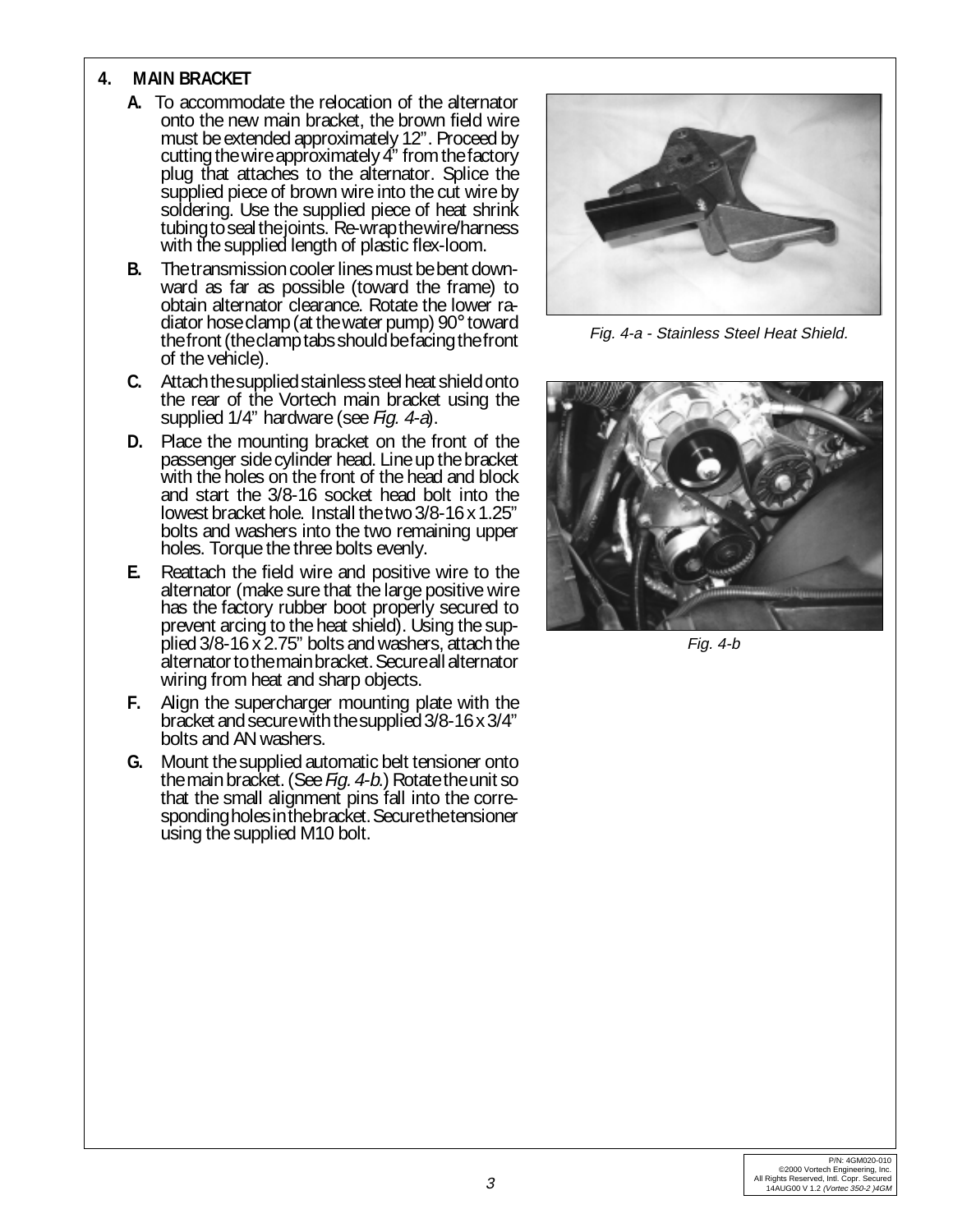## 4. MAIN BRACKET

**A.** To accommodate the relocation of the alternator onto the new main bracket, the brown field wire must be extended approximately 12". Proceed by cutting the wire approximately 4" from the factory plug that attaches to the alternator. Splice the supplied piece of brown wire into the cut wire by soldering. Use the supplied piece of heat shrink tubing to seal the joints. Re-wrap the wire/harness with the supplied length of plastic flex-loom.

**B.** The transmission cooler lines must be bent downward as far as possible (toward the frame) to obtain alternator clearance. Rotate the lower radiator hose clamp (at the water pump) 90° toward the front (the clamp tabs should be facing the front of the vehicle).

**C.** Attach the supplied stainless steel heat shield onto the rear of the Vortech main bracket using the supplied 1/4" hardware (see *Fig. 4-a*).

**D.** Place the mounting bracket on the front of the passenger side cylinder head. Line up the bracket with the holes on the front of the head and block and start the 3/8-16 socket head bolt into the lowest bracket hole. Install the two 3/8-16 x 1.25" bolts and washers into the two remaining upper holes. Torque the three bolts evenly.

**E.** Reattach the field wire and positive wire to the alternator (make sure that the large positive wire has the factory rubber boot properly secured to prevent arcing to the heat shield). Using the supplied 3/8-16 x 2.75" bolts and washers, attach the alternator to the main bracket. Secure all alternator wiring from heat and sharp objects.

**F.** Align the supercharger mounting plate with the bracket and secure with the supplied 3/8-16 x 3/4" bolts and AN washers.

**G.** Mount the supplied automatic belt tensioner onto the main bracket. (See *Fig. 4-b*.) Rotate the unit so that the small alignment pins fall into the corresponding holes in the bracket. Secure the tensioner using the supplied M10 bolt.

*Fig. 4-a - Stainless Steel Heat Shield.*

*Fig. 4-b*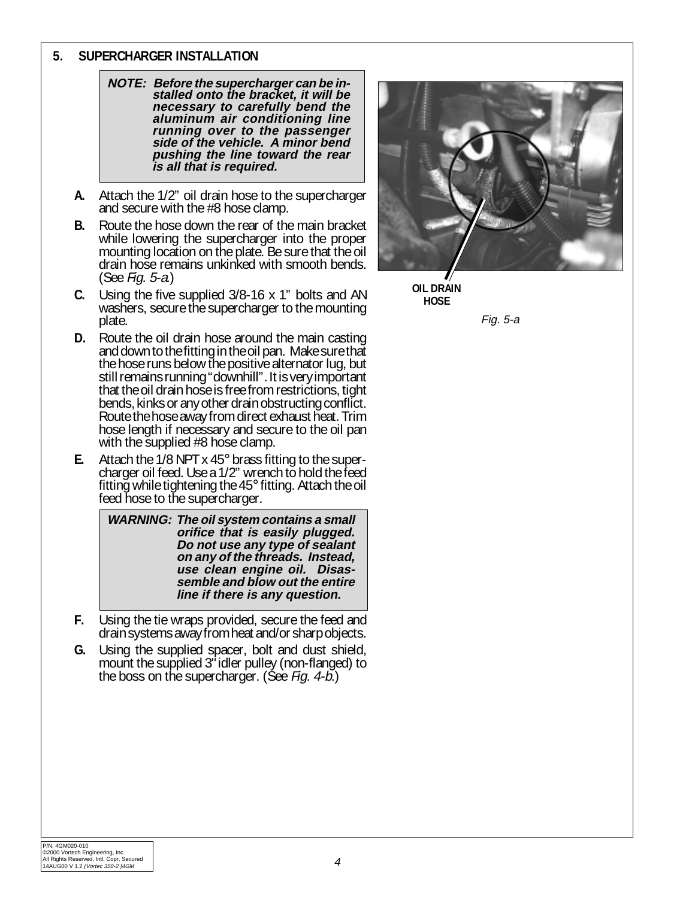## 5. SUPERCHARGER INSTALLATION

> ***NOTE: Before the supercharger can be installed onto the bracket, it will be necessary to carefully bend the aluminum air conditioning line running over to the passenger side of the vehicle. A minor bend pushing the line toward the rear is all that is required.***

**A.** Attach the 1/2" oil drain hose to the supercharger and secure with the #8 hose clamp.

**B.** Route the hose down the rear of the main bracket while lowering the supercharger into the proper mounting location on the plate. Be sure that the oil drain hose remains unkinked with smooth bends. (See *Fig. 5-a*.)

**C.** Using the five supplied 3/8-16 x 1" bolts and AN washers, secure the supercharger to the mounting plate.

**D.** Route the oil drain hose around the main casting and down to the fitting in the oil pan. Make sure that the hose runs below the positive alternator lug, but still remains running "downhill". It is very important that the oil drain hose is free from restrictions, tight bends, kinks or any other drain obstructing conflict. Route the hose away from direct exhaust heat. Trim hose length if necessary and secure to the oil pan with the supplied #8 hose clamp.

**E.** Attach the 1/8 NPT x 45° brass fitting to the supercharger oil feed. Use a 1/2" wrench to hold the feed fitting while tightening the 45° fitting. Attach the oil feed hose to the supercharger.

> ***WARNING: The oil system contains a small orifice that is easily plugged. Do not use any type of sealant on any of the threads. Instead, use clean engine oil. Disassemble and blow out the entire line if there is any question.***

**F.** Using the tie wraps provided, secure the feed and drain systems away from heat and/or sharp objects.

**G.** Using the supplied spacer, bolt and dust shield, mount the supplied 3" idler pulley (non-flanged) to the boss on the supercharger. (See *Fig. 4-b*.)

**OIL DRAIN HOSE**

*Fig. 5-a*

P/N: 4GM020-010
©2000 Vortech Engineering, Inc.
All Rights Reserved, Intl. Copr. Secured
14AUG00 V 1.2 *(Vortec 350-2 )4GM*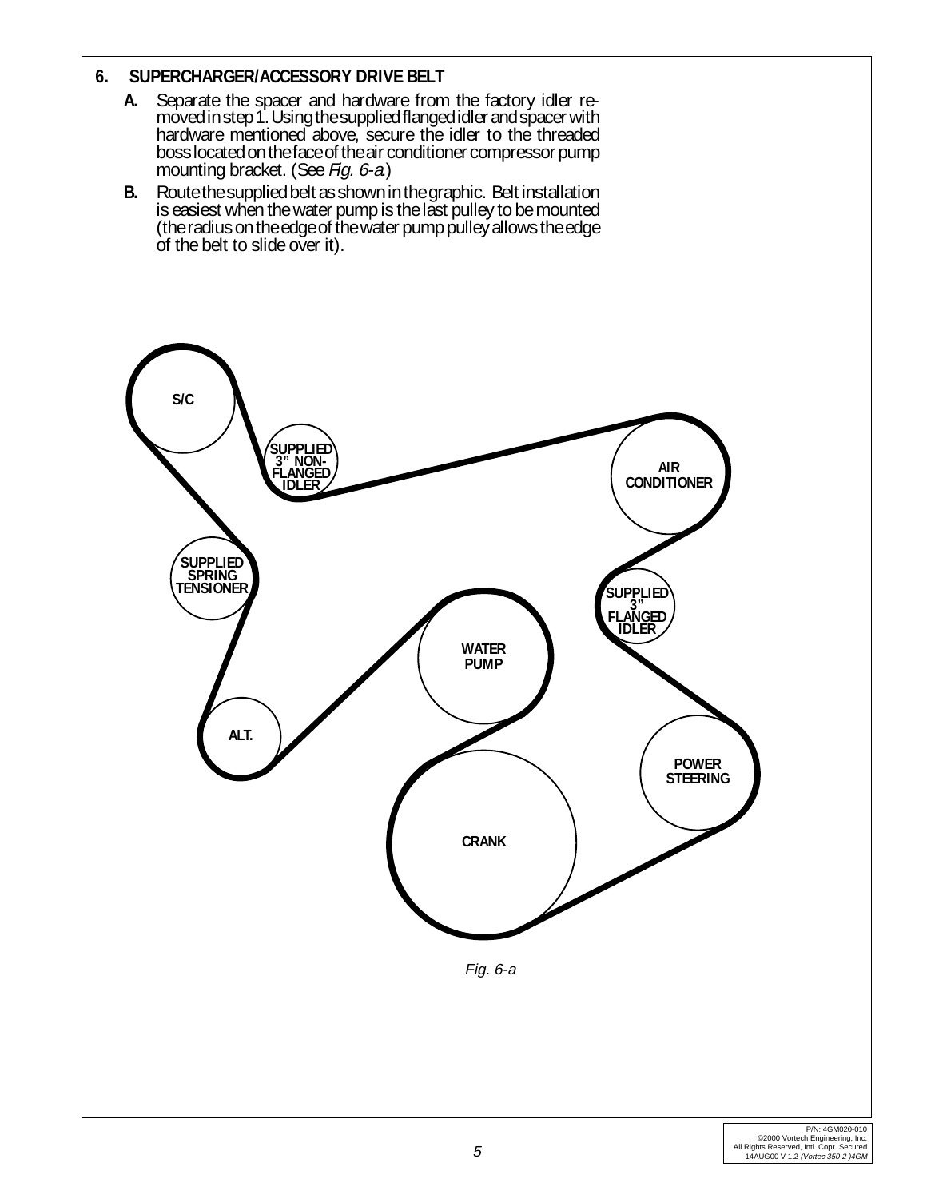## 6. SUPERCHARGER/ACCESSORY DRIVE BELT

**A.** Separate the spacer and hardware from the factory idler removed in step 1. Using the supplied flanged idler and spacer with hardware mentioned above, secure the idler to the threaded boss located on the face of the air conditioner compressor pump mounting bracket. (See *Fig. 6-a*.)

**B.** Route the supplied belt as shown in the graphic. Belt installation is easiest when the water pump is the last pulley to be mounted (the radius on the edge of the water pump pulley allows the edge of the belt to slide over it).

S/C

SUPPLIED 3" NON-FLANGED IDLER

AIR CONDITIONER

SUPPLIED SPRING TENSIONER

SUPPLIED 3" FLANGED IDLER

WATER PUMP

ALT.

POWER STEERING

CRANK

*Fig. 6-a*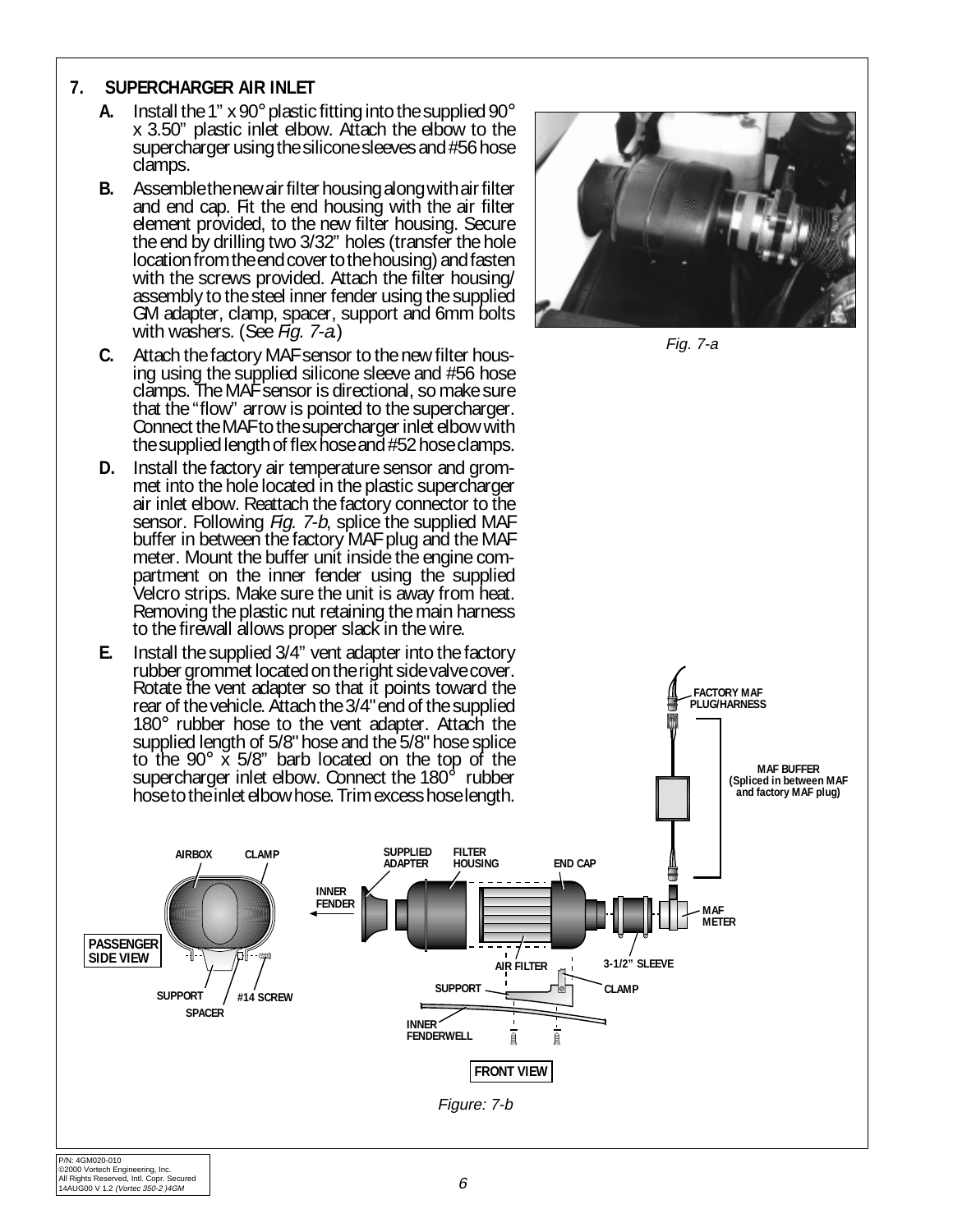## 7. SUPERCHARGER AIR INLET

**A.** Install the 1" x 90° plastic fitting into the supplied 90° x 3.50" plastic inlet elbow. Attach the elbow to the supercharger using the silicone sleeves and #56 hose clamps.

**B.** Assemble the new air filter housing along with air filter and end cap. Fit the end housing with the air filter element provided, to the new filter housing. Secure the end by drilling two 3/32" holes (transfer the hole location from the end cover to the housing) and fasten with the screws provided. Attach the filter housing/assembly to the steel inner fender using the supplied GM adapter, clamp, spacer, support and 6mm bolts with washers. (See *Fig. 7-a*.)

*Fig. 7-a*

**C.** Attach the factory MAF sensor to the new filter housing using the supplied silicone sleeve and #56 hose clamps. The MAF sensor is directional, so make sure that the "flow" arrow is pointed to the supercharger. Connect the MAF to the supercharger inlet elbow with the supplied length of flex hose and #52 hose clamps.

**D.** Install the factory air temperature sensor and grommet into the hole located in the plastic supercharger air inlet elbow. Reattach the factory connector to the sensor. Following *Fig. 7-b*, splice the supplied MAF buffer in between the factory MAF plug and the MAF meter. Mount the buffer unit inside the engine compartment on the inner fender using the supplied Velcro strips. Make sure the unit is away from heat. Removing the plastic nut retaining the main harness to the firewall allows proper slack in the wire.

**E.** Install the supplied 3/4" vent adapter into the factory rubber grommet located on the right side valve cover. Rotate the vent adapter so that it points toward the rear of the vehicle. Attach the 3/4" end of the supplied 180° rubber hose to the vent adapter. Attach the supplied length of 5/8" hose and the 5/8" hose splice to the 90° x 5/8" barb located on the top of the supercharger inlet elbow. Connect the 180° rubber hose to the inlet elbow hose. Trim excess hose length.

FACTORY MAF PLUG/HARNESS

MAF BUFFER (Spliced in between MAF and factory MAF plug)

AIRBOX · CLAMP · SUPPLIED ADAPTER · FILTER HOUSING · END CAP · INNER FENDER · MAF METER · PASSENGER SIDE VIEW · AIR FILTER · 3-1/2" SLEEVE · SUPPORT · CLAMP · #14 SCREW · SPACER · INNER FENDERWELL · FRONT VIEW

*Figure: 7-b*

P/N: 4GM020-010
©2000 Vortech Engineering, Inc.
All Rights Reserved, Intl. Copr. Secured
14AUG00 V 1.2 *(Vortec 350-2 )4GM*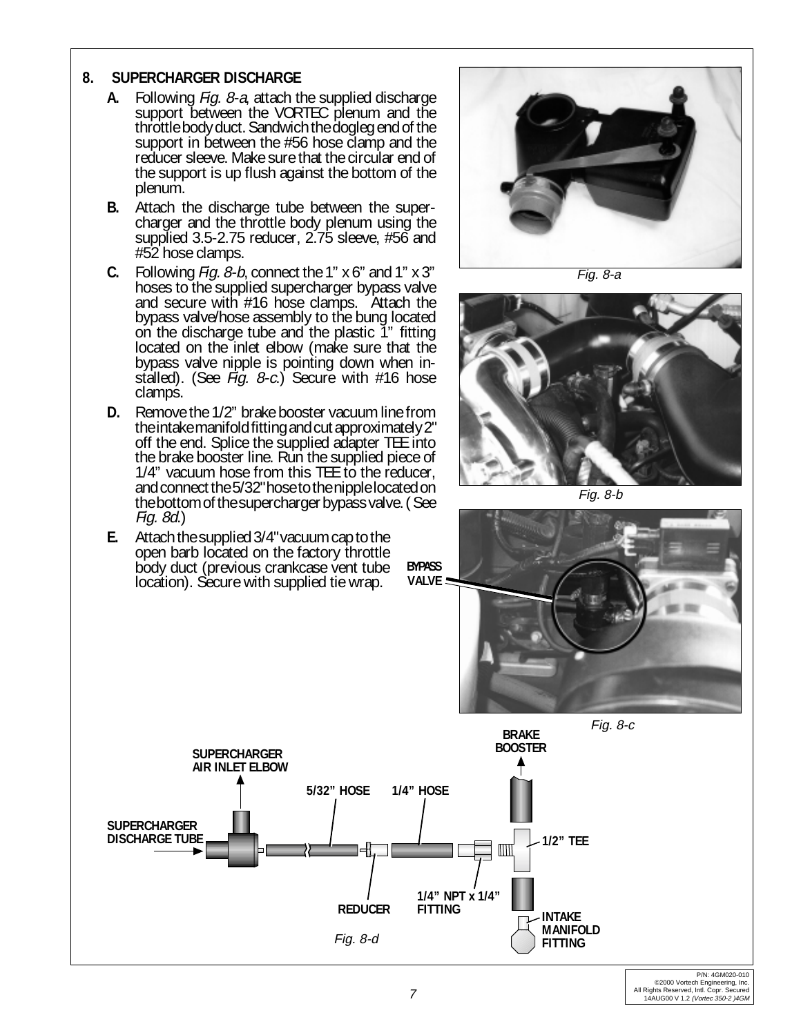## 8. SUPERCHARGER DISCHARGE

**A.** Following *Fig. 8-a*, attach the supplied discharge support between the VORTEC plenum and the throttle body duct. Sandwich the dogleg end of the support in between the #56 hose clamp and the reducer sleeve. Make sure that the circular end of the support is up flush against the bottom of the plenum.

**B.** Attach the discharge tube between the supercharger and the throttle body plenum using the supplied 3.5-2.75 reducer, 2.75 sleeve, #56 and #52 hose clamps.

**C.** Following *Fig. 8-b*, connect the 1" x 6" and 1" x 3" hoses to the supplied supercharger bypass valve and secure with #16 hose clamps. Attach the bypass valve/hose assembly to the bung located on the discharge tube and the plastic 1" fitting located on the inlet elbow (make sure that the bypass valve nipple is pointing down when installed). (See *Fig. 8-c*.) Secure with #16 hose clamps.

**D.** Remove the 1/2" brake booster vacuum line from the intake manifold fitting and cut approximately 2" off the end. Splice the supplied adapter TEE into the brake booster line. Run the supplied piece of 1/4" vacuum hose from this TEE to the reducer, and connect the 5/32" hose to the nipple located on the bottom of the supercharger bypass valve. (See *Fig. 8d*.)

**E.** Attach the supplied 3/4" vacuum cap to the open barb located on the factory throttle body duct (previous crankcase vent tube location). Secure with supplied tie wrap.

*Fig. 8-a*

*Fig. 8-b*

BYPASS VALVE

*Fig. 8-c*

SUPERCHARGER AIR INLET ELBOW — SUPERCHARGER DISCHARGE TUBE — 5/32" HOSE — 1/4" HOSE — REDUCER — 1/4" NPT x 1/4" FITTING — 1/2" TEE — BRAKE BOOSTER — INTAKE MANIFOLD FITTING

*Fig. 8-d*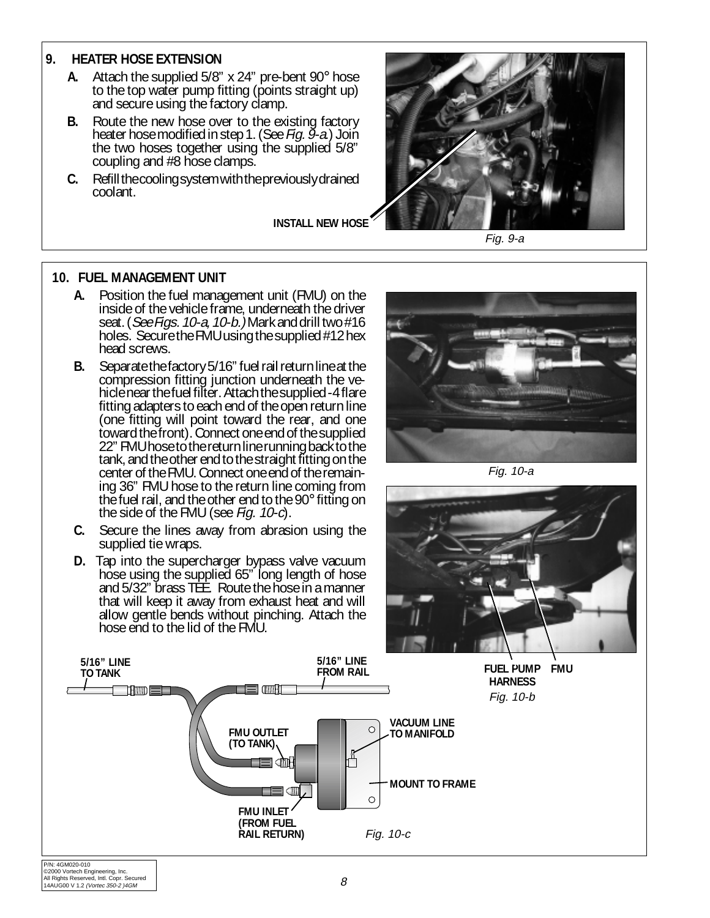## 9. HEATER HOSE EXTENSION

**A.** Attach the supplied 5/8" x 24" pre-bent 90° hose to the top water pump fitting (points straight up) and secure using the factory clamp.

**B.** Route the new hose over to the existing factory heater hose modified in step 1. (See *Fig. 9-a.*) Join the two hoses together using the supplied 5/8" coupling and #8 hose clamps.

**C.** Refill the cooling system with the previously drained coolant.

INSTALL NEW HOSE

*Fig. 9-a*

## 10. FUEL MANAGEMENT UNIT

**A.** Position the fuel management unit (FMU) on the inside of the vehicle frame, underneath the driver seat. (*See Figs. 10-a, 10-b.*) Mark and drill two #16 holes. Secure the FMU using the supplied #12 hex head screws.

**B.** Separate the factory 5/16" fuel rail return line at the compression fitting junction underneath the vehicle near the fuel filter. Attach the supplied -4 flare fitting adapters to each end of the open return line (one fitting will point toward the rear, and one toward the front). Connect one end of the supplied 22" FMU hose to the return line running back to the tank, and the other end to the straight fitting on the center of the FMU. Connect one end of the remaining 36" FMU hose to the return line coming from the fuel rail, and the other end to the 90° fitting on the side of the FMU (see *Fig. 10-c*).

**C.** Secure the lines away from abrasion using the supplied tie wraps.

**D.** Tap into the supercharger bypass valve vacuum hose using the supplied 65" long length of hose and 5/32" brass TEE. Route the hose in a manner that will keep it away from exhaust heat and will allow gentle bends without pinching. Attach the hose end to the lid of the FMU.

*Fig. 10-a*

FUEL PUMP HARNESS    FMU

*Fig. 10-b*

5/16" LINE TO TANK    5/16" LINE FROM RAIL    FMU OUTLET (TO TANK)    VACUUM LINE TO MANIFOLD    MOUNT TO FRAME    FMU INLET (FROM FUEL RAIL RETURN)

*Fig. 10-c*

P/N: 4GM020-010
©2000 Vortech Engineering, Inc.
All Rights Reserved, Intl. Copr. Secured
14AUG00 V 1.2 *(Vortec 350-2 )4GM*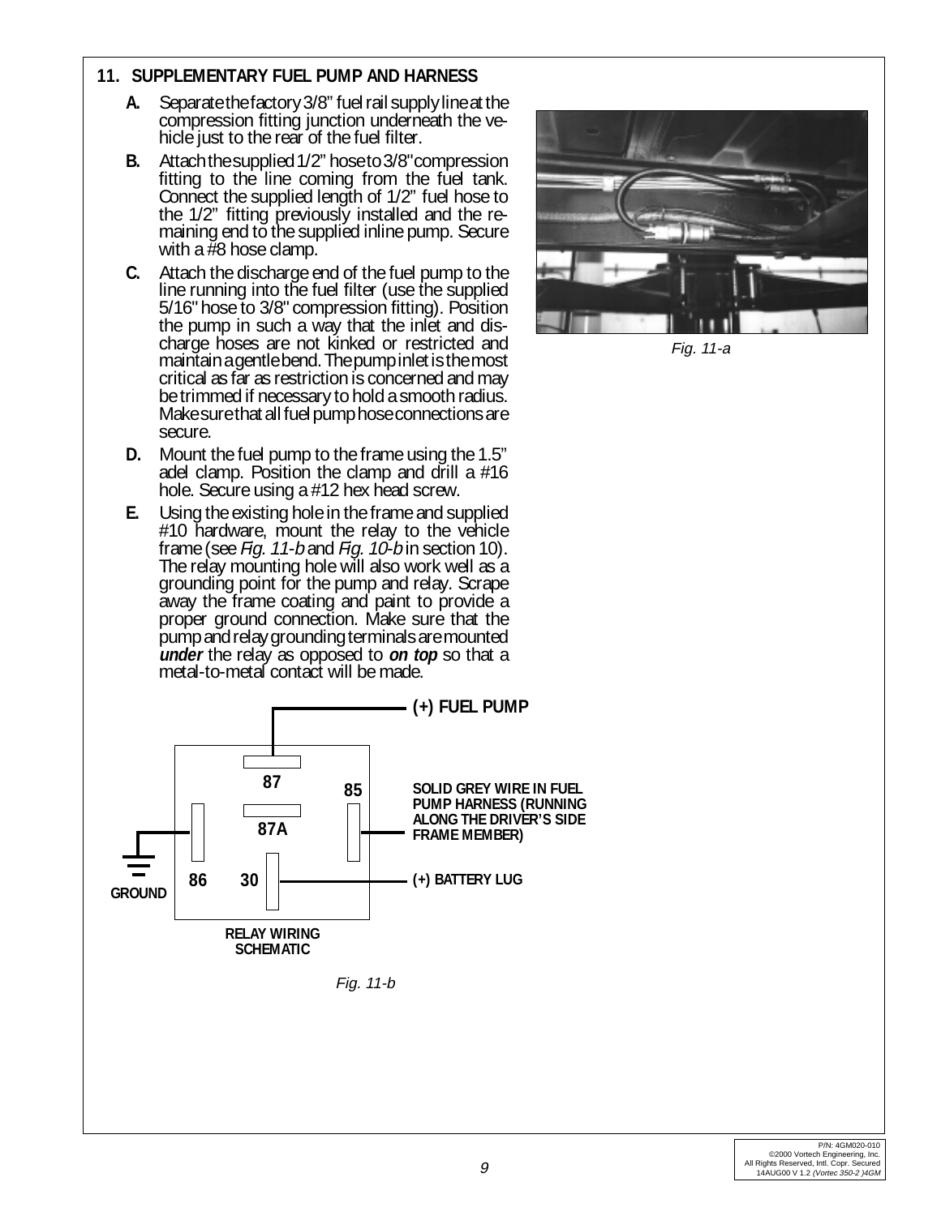## 11. SUPPLEMENTARY FUEL PUMP AND HARNESS

**A.** Separate the factory 3/8" fuel rail supply line at the compression fitting junction underneath the vehicle just to the rear of the fuel filter.

**B.** Attach the supplied 1/2" hose to 3/8" compression fitting to the line coming from the fuel tank. Connect the supplied length of 1/2" fuel hose to the 1/2" fitting previously installed and the remaining end to the supplied inline pump. Secure with a #8 hose clamp.

**C.** Attach the discharge end of the fuel pump to the line running into the fuel filter (use the supplied 5/16" hose to 3/8" compression fitting). Position the pump in such a way that the inlet and discharge hoses are not kinked or restricted and maintain a gentle bend. The pump inlet is the most critical as far as restriction is concerned and may be trimmed if necessary to hold a smooth radius. Make sure that all fuel pump hose connections are secure.

**D.** Mount the fuel pump to the frame using the 1.5" adel clamp. Position the clamp and drill a #16 hole. Secure using a #12 hex head screw.

**E.** Using the existing hole in the frame and supplied #10 hardware, mount the relay to the vehicle frame (see *Fig. 11-b* and *Fig. 10-b* in section 10). The relay mounting hole will also work well as a grounding point for the pump and relay. Scrape away the frame coating and paint to provide a proper ground connection. Make sure that the pump and relay grounding terminals are mounted ***under*** the relay as opposed to ***on top*** so that a metal-to-metal contact will be made.

*Fig. 11-a*

(+) FUEL PUMP

87

85

87A

SOLID GREY WIRE IN FUEL PUMP HARNESS (RUNNING ALONG THE DRIVER'S SIDE FRAME MEMBER)

86

30

(+) BATTERY LUG

GROUND

RELAY WIRING SCHEMATIC

*Fig. 11-b*

P/N: 4GM020-010
©2000 Vortech Engineering, Inc.
All Rights Reserved, Intl. Copr. Secured
14AUG00 V 1.2 *(Vortec 350-2 )4GM*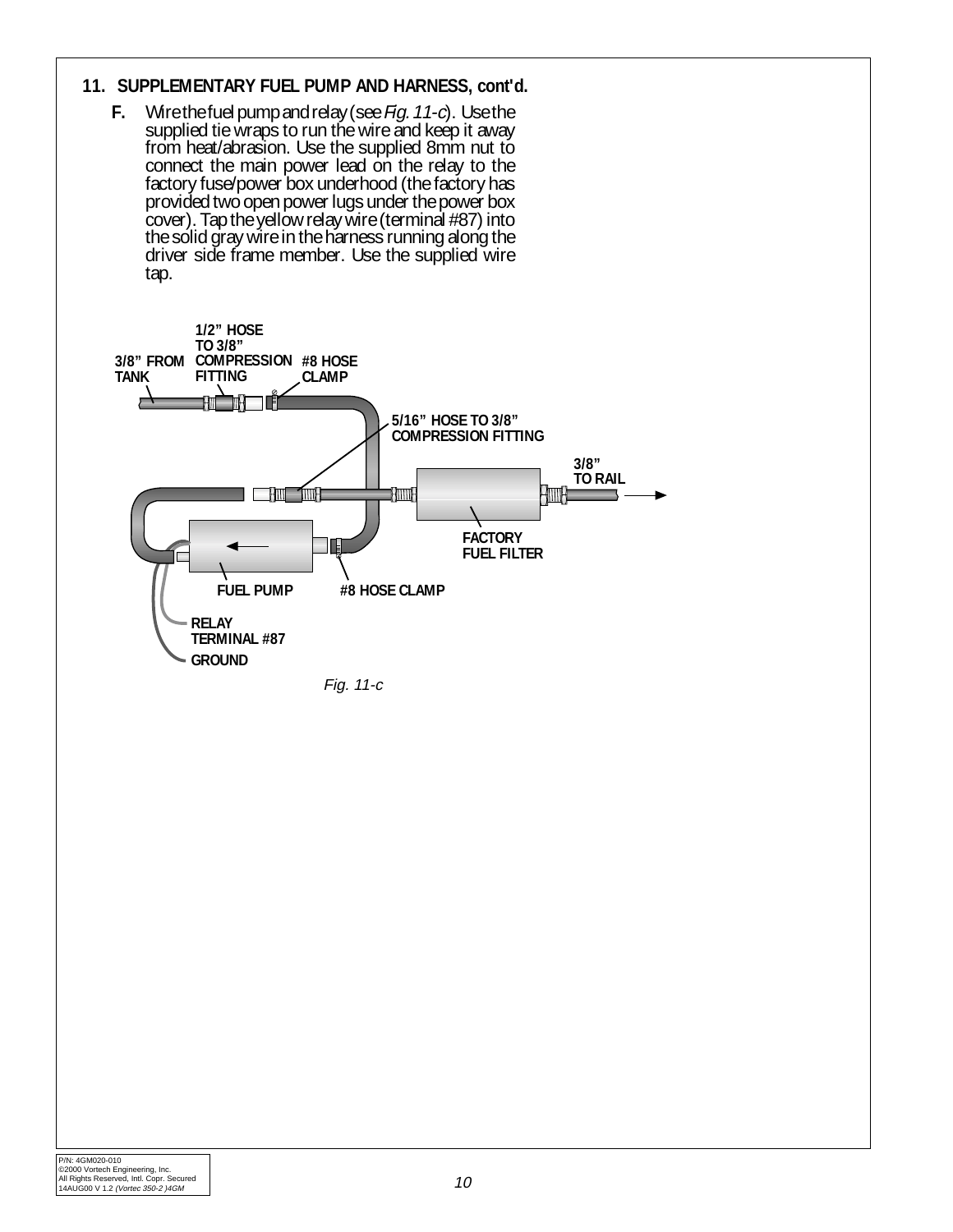## 11. SUPPLEMENTARY FUEL PUMP AND HARNESS, cont'd.

**F.** Wire the fuel pump and relay (see *Fig. 11-c*). Use the supplied tie wraps to run the wire and keep it away from heat/abrasion. Use the supplied 8mm nut to connect the main power lead on the relay to the factory fuse/power box underhood (the factory has provided two open power lugs under the power box cover). Tap the yellow relay wire (terminal #87) into the solid gray wire in the harness running along the driver side frame member. Use the supplied wire tap.

*Fig. 11-c*

P/N: 4GM020-010
©2000 Vortech Engineering, Inc.
All Rights Reserved, Intl. Copr. Secured
14AUG00 V 1.2 *(Vortec 350-2 )4GM*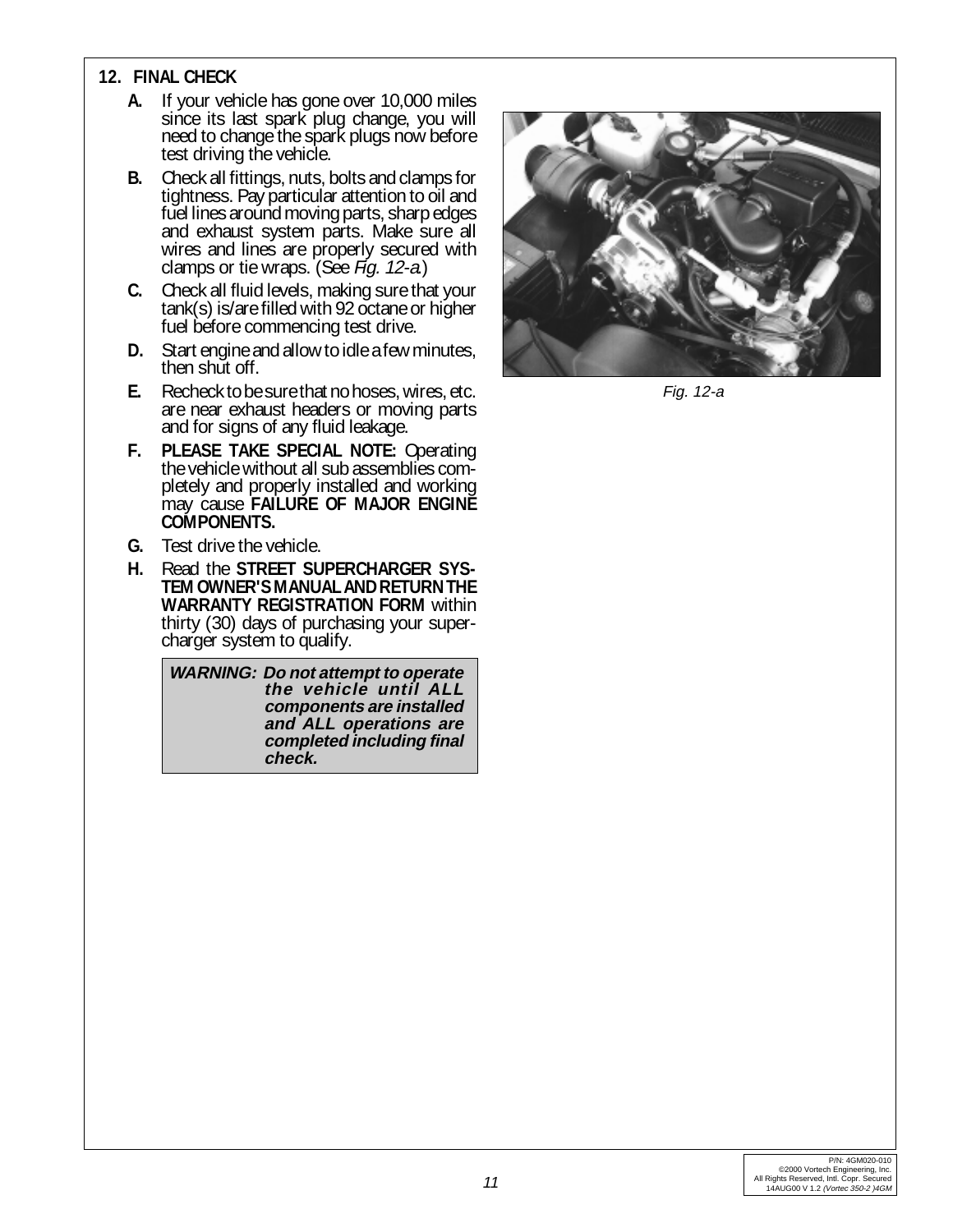## 12. FINAL CHECK

**A.** If your vehicle has gone over 10,000 miles since its last spark plug change, you will need to change the spark plugs now before test driving the vehicle.

**B.** Check all fittings, nuts, bolts and clamps for tightness. Pay particular attention to oil and fuel lines around moving parts, sharp edges and exhaust system parts. Make sure all wires and lines are properly secured with clamps or tie wraps. (See *Fig. 12-a*.)

**C.** Check all fluid levels, making sure that your tank(s) is/are filled with 92 octane or higher fuel before commencing test drive.

**D.** Start engine and allow to idle a few minutes, then shut off.

**E.** Recheck to be sure that no hoses, wires, etc. are near exhaust headers or moving parts and for signs of any fluid leakage.

**F.** **PLEASE TAKE SPECIAL NOTE:** Operating the vehicle without all sub assemblies completely and properly installed and working may cause **FAILURE OF MAJOR ENGINE COMPONENTS.**

**G.** Test drive the vehicle.

**H.** Read the **STREET SUPERCHARGER SYSTEM OWNER'S MANUAL AND RETURN THE WARRANTY REGISTRATION FORM** within thirty (30) days of purchasing your supercharger system to qualify.

> ***WARNING: Do not attempt to operate the vehicle until ALL components are installed and ALL operations are completed including final check.***

*Fig. 12-a*

P/N: 4GM020-010
©2000 Vortech Engineering, Inc.
All Rights Reserved, Intl. Copr. Secured
14AUG00 V 1.2 *(Vortec 350-2 )4GM*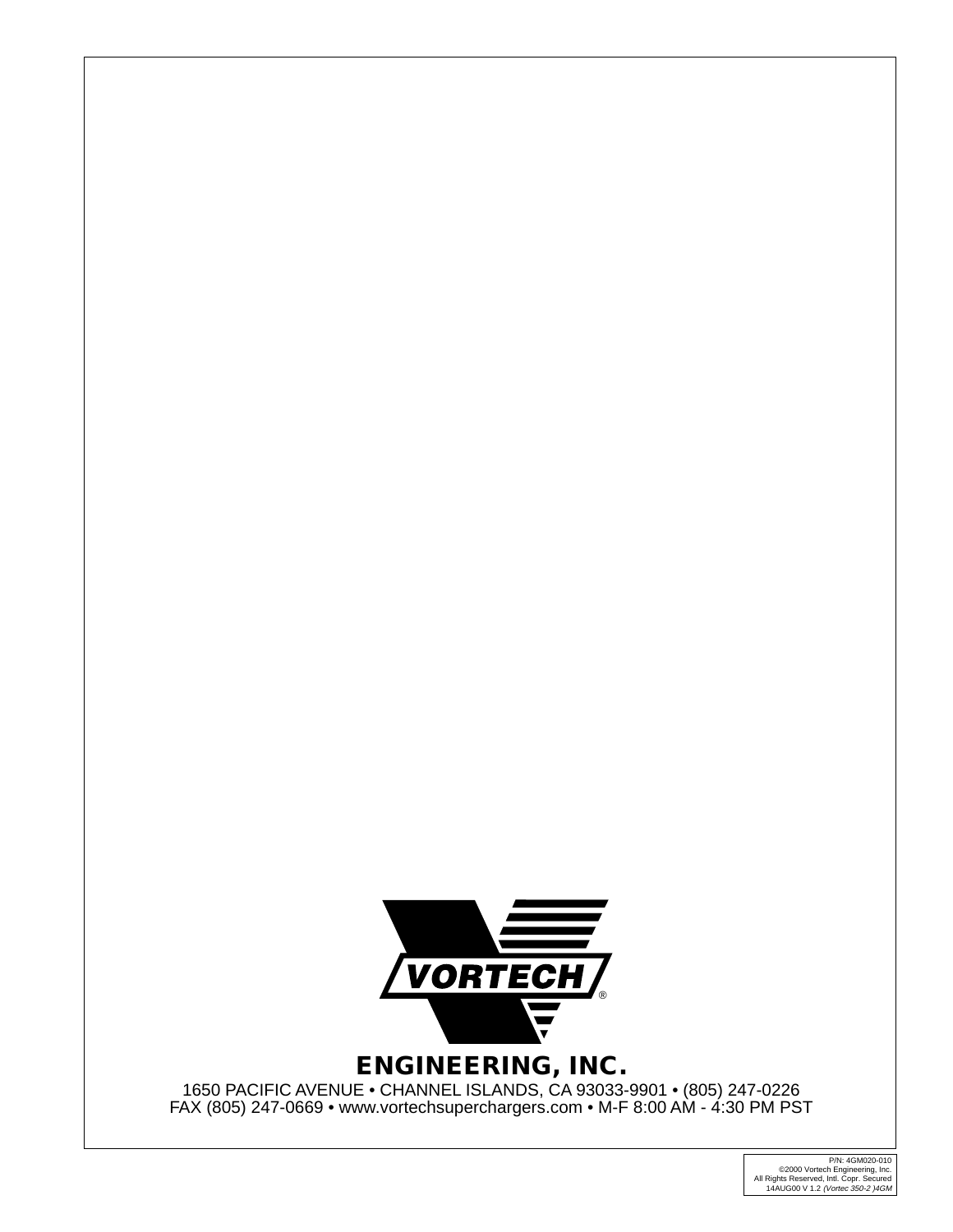VORTECH®

ENGINEERING, INC.

1650 PACIFIC AVENUE • CHANNEL ISLANDS, CA 93033-9901 • (805) 247-0226
FAX (805) 247-0669 • www.vortechsuperchargers.com • M-F 8:00 AM - 4:30 PM PST

P/N: 4GM020-010
©2000 Vortech Engineering, Inc.
All Rights Reserved, Intl. Copr. Secured
14AUG00 V 1.2 *(Vortec 350-2 )4GM*